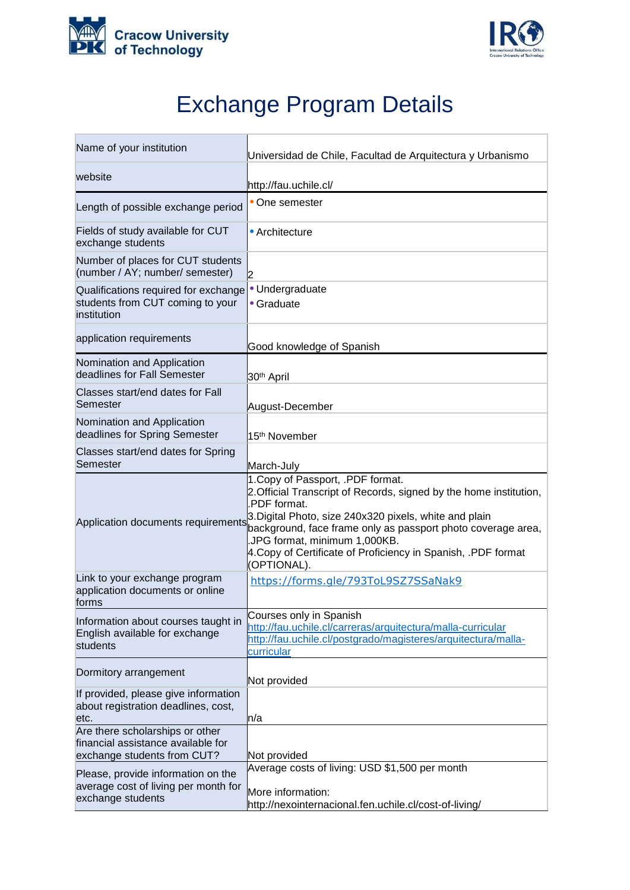Cracow University of Technology

# Exchange Program Details

| | |
|---|---|
| Name of your institution | Universidad de Chile, Facultad de Arquitectura y Urbanismo |
| website | http://fau.uchile.cl/ |
| Length of possible exchange period | • One semester |
| Fields of study available for CUT exchange students | • Architecture |
| Number of places for CUT students (number / AY; number/ semester) | 2 |
| Qualifications required for exchange students from CUT coming to your institution | • Undergraduate<br>• Graduate |
| application requirements | Good knowledge of Spanish |
| Nomination and Application deadlines for Fall Semester | 30th April |
| Classes start/end dates for Fall Semester | August-December |
| Nomination and Application deadlines for Spring Semester | 15th November |
| Classes start/end dates for Spring Semester | March-July |
| Application documents requirements | 1.Copy of Passport, .PDF format.<br>2.Official Transcript of Records, signed by the home institution, .PDF format.<br>3.Digital Photo, size 240x320 pixels, white and plain background, face frame only as passport photo coverage area, .JPG format, minimum 1,000KB.<br>4.Copy of Certificate of Proficiency in Spanish, .PDF format (OPTIONAL). |
| Link to your exchange program application documents or online forms | https://forms.gle/793ToL9SZ7SSaNak9 |
| Information about courses taught in English available for exchange students | Courses only in Spanish<br>http://fau.uchile.cl/carreras/arquitectura/malla-curricular<br>http://fau.uchile.cl/postgrado/magisteres/arquitectura/malla-curricular |
| Dormitory arrangement | Not provided |
| If provided, please give information about registration deadlines, cost, etc. | n/a |
| Are there scholarships or other financial assistance available for exchange students from CUT? | Not provided |
| Please, provide information on the average cost of living per month for exchange students | Average costs of living: USD $1,500 per month<br><br>More information:<br>http://nexointernacional.fen.uchile.cl/cost-of-living/ |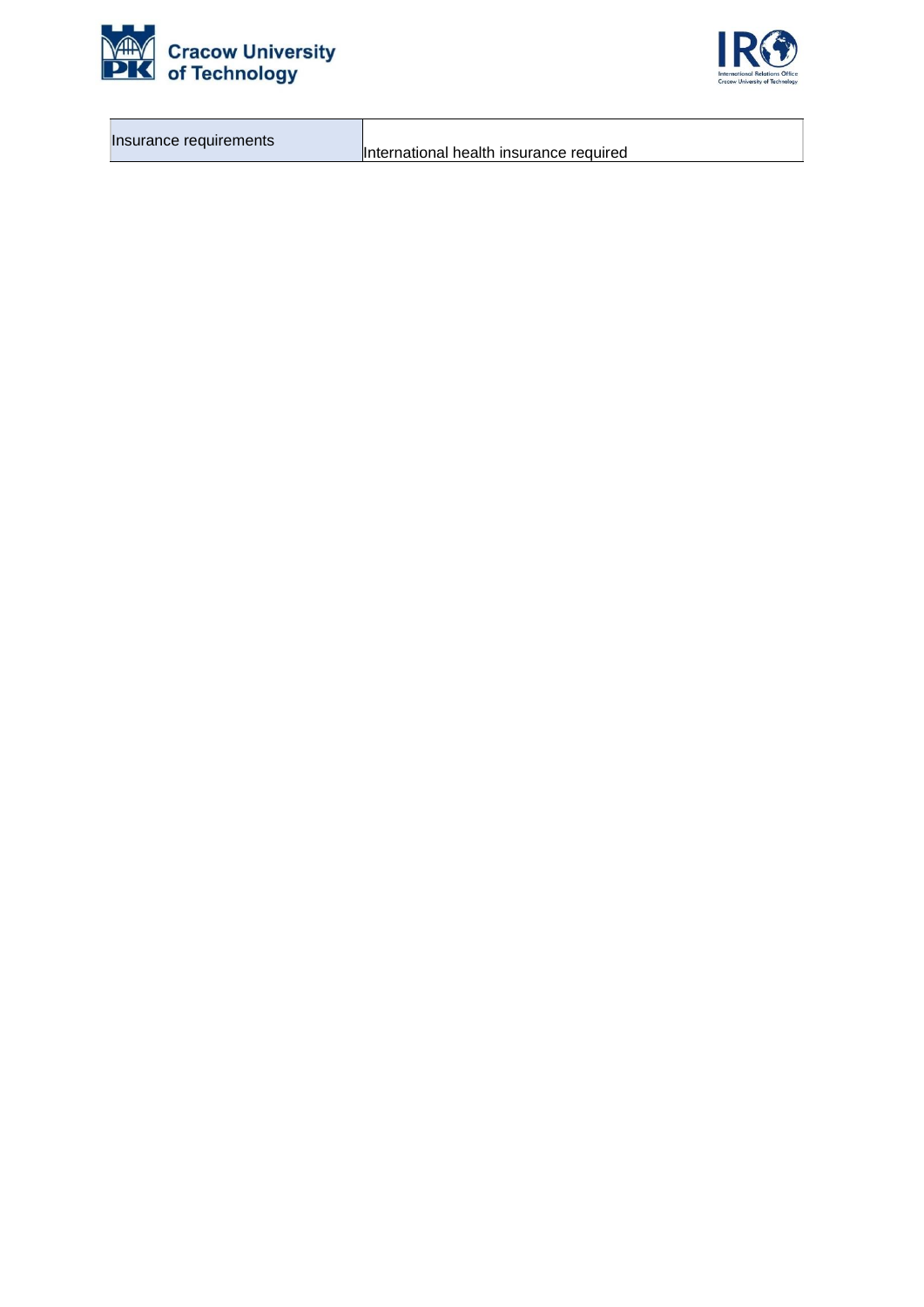| | |
|---|---|
| Insurance requirements | International health insurance required |